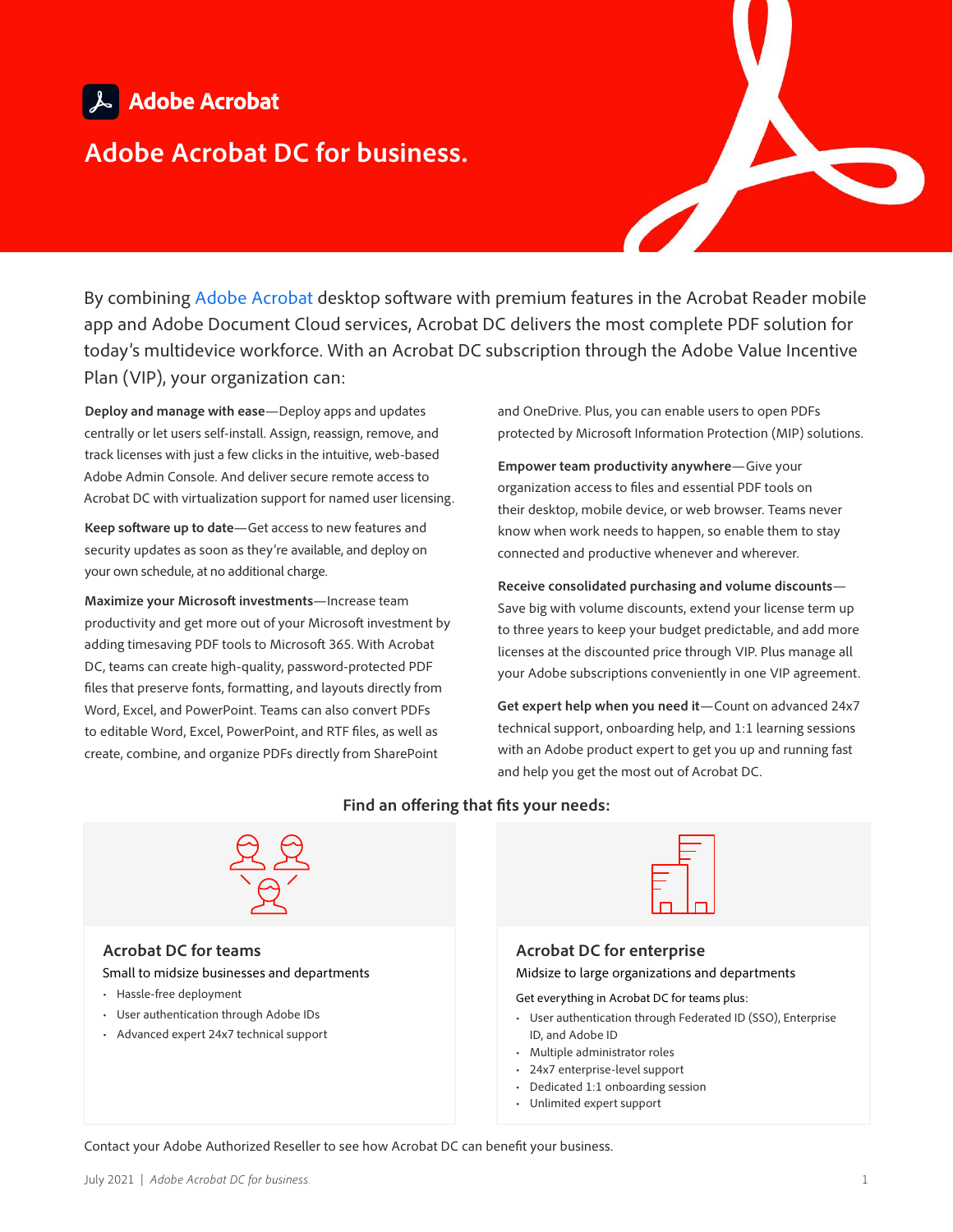**Adobe Acrobat**

# Adobe Acrobat DC for business.

By combining Adobe Acrobat desktop software with premium features in the Acrobat Reader mobile app and Adobe Document Cloud services, Acrobat DC delivers the most complete PDF solution for today's multidevice workforce. With an Acrobat DC subscription through the Adobe Value Incentive Plan (VIP), your organization can:

**Deploy and manage with ease**—Deploy apps and updates centrally or let users self-install. Assign, reassign, remove, and track licenses with just a few clicks in the intuitive, web-based Adobe Admin Console. And deliver secure remote access to Acrobat DC with virtualization support for named user licensing.

**Keep software up to date**—Get access to new features and security updates as soon as they're available, and deploy on your own schedule, at no additional charge.

**Maximize your Microsoft investments**—Increase team productivity and get more out of your Microsoft investment by adding timesaving PDF tools to Microsoft 365. With Acrobat DC, teams can create high-quality, password-protected PDF files that preserve fonts, formatting, and layouts directly from Word, Excel, and PowerPoint. Teams can also convert PDFs to editable Word, Excel, PowerPoint, and RTF files, as well as create, combine, and organize PDFs directly from SharePoint and OneDrive. Plus, you can enable users to open PDFs protected by Microsoft Information Protection (MIP) solutions.

**Empower team productivity anywhere**—Give your organization access to files and essential PDF tools on their desktop, mobile device, or web browser. Teams never know when work needs to happen, so enable them to stay connected and productive whenever and wherever.

**Receive consolidated purchasing and volume discounts**—Save big with volume discounts, extend your license term up to three years to keep your budget predictable, and add more licenses at the discounted price through VIP. Plus manage all your Adobe subscriptions conveniently in one VIP agreement.

**Get expert help when you need it**—Count on advanced 24x7 technical support, onboarding help, and 1:1 learning sessions with an Adobe product expert to get you up and running fast and help you get the most out of Acrobat DC.

## Find an offering that fits your needs:

### Acrobat DC for teams

Small to midsize businesses and departments

- Hassle-free deployment
- User authentication through Adobe IDs
- Advanced expert 24x7 technical support

### Acrobat DC for enterprise

Midsize to large organizations and departments

Get everything in Acrobat DC for teams plus:

- User authentication through Federated ID (SSO), Enterprise ID, and Adobe ID
- Multiple administrator roles
- 24x7 enterprise-level support
- Dedicated 1:1 onboarding session
- Unlimited expert support

Contact your Adobe Authorized Reseller to see how Acrobat DC can benefit your business.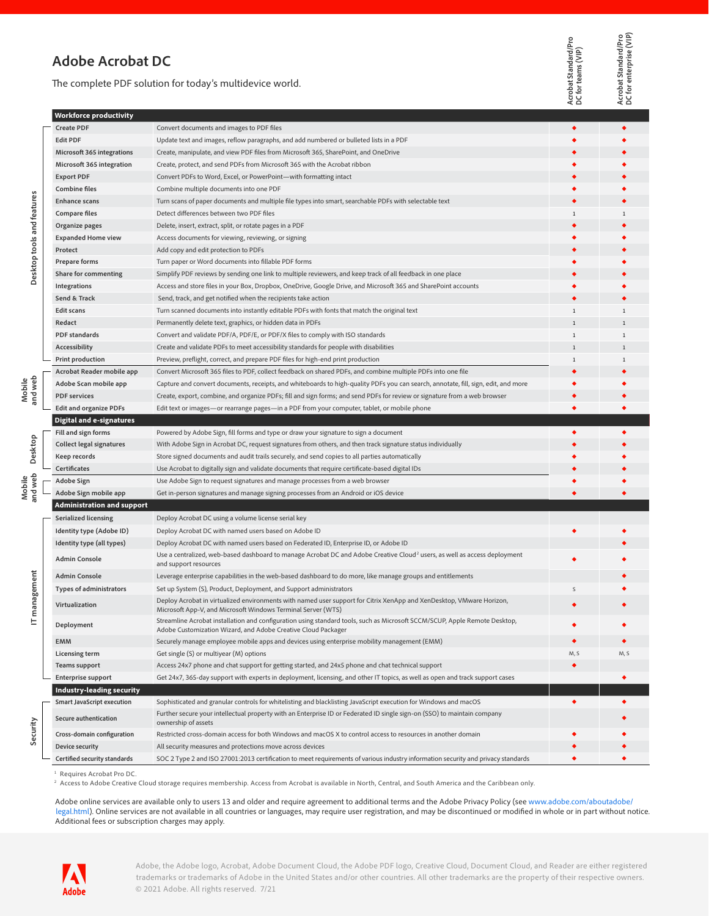# Adobe Acrobat DC

The complete PDF solution for today's multidevice world.

| | Feature | Description | Acrobat Standard/Pro DC for teams (VIP) | Acrobat Standard/Pro DC for enterprise (VIP) |
|---|---|---|---|---|
| **Workforce productivity** | | | | |
| Desktop tools and features | Create PDF | Convert documents and images to PDF files | ◆ | ◆ |
| | Edit PDF | Update text and images, reflow paragraphs, and add numbered or bulleted lists in a PDF | ◆ | ◆ |
| | Microsoft 365 integrations | Create, manipulate, and view PDF files from Microsoft 365, SharePoint, and OneDrive | ◆ | ◆ |
| | Microsoft 365 integration | Create, protect, and send PDFs from Microsoft 365 with the Acrobat ribbon | ◆ | ◆ |
| | Export PDF | Convert PDFs to Word, Excel, or PowerPoint—with formatting intact | ◆ | ◆ |
| | Combine files | Combine multiple documents into one PDF | ◆ | ◆ |
| | Enhance scans | Turn scans of paper documents and multiple file types into smart, searchable PDFs with selectable text | ◆ | ◆ |
| | Compare files | Detect differences between two PDF files | 1 | 1 |
| | Organize pages | Delete, insert, extract, split, or rotate pages in a PDF | ◆ | ◆ |
| | Expanded Home view | Access documents for viewing, reviewing, or signing | ◆ | ◆ |
| | Protect | Add copy and edit protection to PDFs | ◆ | ◆ |
| | Prepare forms | Turn paper or Word documents into fillable PDF forms | ◆ | ◆ |
| | Share for commenting | Simplify PDF reviews by sending one link to multiple reviewers, and keep track of all feedback in one place | ◆ | ◆ |
| | Integrations | Access and store files in your Box, Dropbox, OneDrive, Google Drive, and Microsoft 365 and SharePoint accounts | ◆ | ◆ |
| | Send & Track | Send, track, and get notified when the recipients take action | ◆ | ◆ |
| | Edit scans | Turn scanned documents into instantly editable PDFs with fonts that match the original text | 1 | 1 |
| | Redact | Permanently delete text, graphics, or hidden data in PDFs | 1 | 1 |
| | PDF standards | Convert and validate PDF/A, PDF/E, or PDF/X files to comply with ISO standards | 1 | 1 |
| | Accessibility | Create and validate PDFs to meet accessibility standards for people with disabilities | 1 | 1 |
| | Print production | Preview, preflight, correct, and prepare PDF files for high-end print production | 1 | 1 |
| Mobile and web | Acrobat Reader mobile app | Convert Microsoft 365 files to PDF, collect feedback on shared PDFs, and combine multiple PDFs into one file | ◆ | ◆ |
| | Adobe Scan mobile app | Capture and convert documents, receipts, and whiteboards to high-quality PDFs you can search, annotate, fill, sign, edit, and more | ◆ | ◆ |
| | PDF services | Create, export, combine, and organize PDFs; fill and sign forms; and send PDFs for review or signature from a web browser | ◆ | ◆ |
| | Edit and organize PDFs | Edit text or images—or rearrange pages—in a PDF from your computer, tablet, or mobile phone | ◆ | ◆ |
| **Digital and e-signatures** | | | | |
| Desktop | Fill and sign forms | Powered by Adobe Sign, fill forms and type or draw your signature to sign a document | ◆ | ◆ |
| | Collect legal signatures | With Adobe Sign in Acrobat DC, request signatures from others, and then track signature status individually | ◆ | ◆ |
| | Keep records | Store signed documents and audit trails securely, and send copies to all parties automatically | ◆ | ◆ |
| | Certificates | Use Acrobat to digitally sign and validate documents that require certificate-based digital IDs | ◆ | ◆ |
| Mobile and web | Adobe Sign | Use Adobe Sign to request signatures and manage processes from a web browser | ◆ | ◆ |
| | Adobe Sign mobile app | Get in-person signatures and manage signing processes from an Android or iOS device | ◆ | ◆ |
| **Administration and support** | | | | |
| IT management | Serialized licensing | Deploy Acrobat DC using a volume license serial key | | |
| | Identity type (Adobe ID) | Deploy Acrobat DC with named users based on Adobe ID | ◆ | ◆ |
| | Identity type (all types) | Deploy Acrobat DC with named users based on Federated ID, Enterprise ID, or Adobe ID | | ◆ |
| | Admin Console | Use a centralized, web-based dashboard to manage Acrobat DC and Adobe Creative Cloud[2] users, as well as access deployment and support resources | ◆ | ◆ |
| | Admin Console | Leverage enterprise capabilities in the web-based dashboard to do more, like manage groups and entitlements | | ◆ |
| | Types of administrators | Set up System (S), Product, Deployment, and Support administrators | S | ◆ |
| | Virtualization | Deploy Acrobat in virtualized environments with named user support for Citrix XenApp and XenDesktop, VMware Horizon, Microsoft App-V, and Microsoft Windows Terminal Server (WTS) | ◆ | ◆ |
| | Deployment | Streamline Acrobat installation and configuration using standard tools, such as Microsoft SCCM/SCUP, Apple Remote Desktop, Adobe Customization Wizard, and Adobe Creative Cloud Packager | ◆ | ◆ |
| | EMM | Securely manage employee mobile apps and devices using enterprise mobility management (EMM) | ◆ | ◆ |
| | Licensing term | Get single (S) or multiyear (M) options | M, S | M, S |
| | Teams support | Access 24x7 phone and chat support for getting started, and 24x5 phone and chat technical support | ◆ | |
| | Enterprise support | Get 24x7, 365-day support with experts in deployment, licensing, and other IT topics, as well as open and track support cases | | ◆ |
| **Industry-leading security** | | | | |
| Security | Smart JavaScript execution | Sophisticated and granular controls for whitelisting and blacklisting JavaScript execution for Windows and macOS | ◆ | ◆ |
| | Secure authentication | Further secure your intellectual property with an Enterprise ID or Federated ID single sign-on (SSO) to maintain company ownership of assets | | ◆ |
| | Cross-domain configuration | Restricted cross-domain access for both Windows and macOS X to control access to resources in another domain | ◆ | ◆ |
| | Device security | All security measures and protections move across devices | ◆ | ◆ |
| | Certified security standards | SOC 2 Type 2 and ISO 27001:2013 certification to meet requirements of various industry information security and privacy standards | ◆ | ◆ |

[1] Requires Acrobat Pro DC.
[2] Access to Adobe Creative Cloud storage requires membership. Access from Acrobat is available in North, Central, and South America and the Caribbean only.

Adobe online services are available only to users 13 and older and require agreement to additional terms and the Adobe Privacy Policy (see www.adobe.com/aboutadobe/legal.html). Online services are not available in all countries or languages, may require user registration, and may be discontinued or modified in whole or in part without notice. Additional fees or subscription charges may apply.

Adobe

Adobe, the Adobe logo, Acrobat, Adobe Document Cloud, the Adobe PDF logo, Creative Cloud, Document Cloud, and Reader are either registered trademarks or trademarks of Adobe in the United States and/or other countries. All other trademarks are the property of their respective owners.
© 2021 Adobe. All rights reserved. 7/21